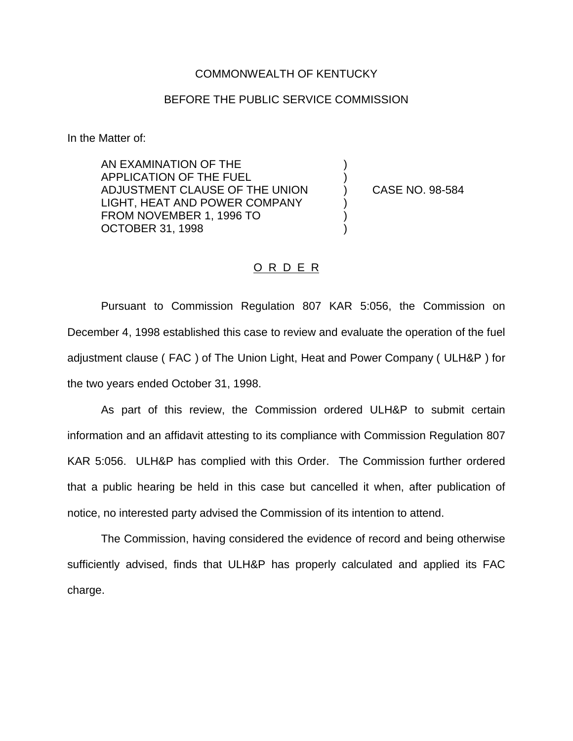COMMONWEALTH OF KENTUCKY

BEFORE THE PUBLIC SERVICE COMMISSION

In the Matter of:

| | | |
|---|---|---|
| AN EXAMINATION OF THE APPLICATION OF THE FUEL ADJUSTMENT CLAUSE OF THE UNION LIGHT, HEAT AND POWER COMPANY FROM NOVEMBER 1, 1996 TO OCTOBER 31, 1998 | ) | CASE NO. 98-584 |

O R D E R

Pursuant to Commission Regulation 807 KAR 5:056, the Commission on December 4, 1998 established this case to review and evaluate the operation of the fuel adjustment clause ( FAC ) of The Union Light, Heat and Power Company ( ULH&P ) for the two years ended October 31, 1998.

As part of this review, the Commission ordered ULH&P to submit certain information and an affidavit attesting to its compliance with Commission Regulation 807 KAR 5:056. ULH&P has complied with this Order. The Commission further ordered that a public hearing be held in this case but cancelled it when, after publication of notice, no interested party advised the Commission of its intention to attend.

The Commission, having considered the evidence of record and being otherwise sufficiently advised, finds that ULH&P has properly calculated and applied its FAC charge.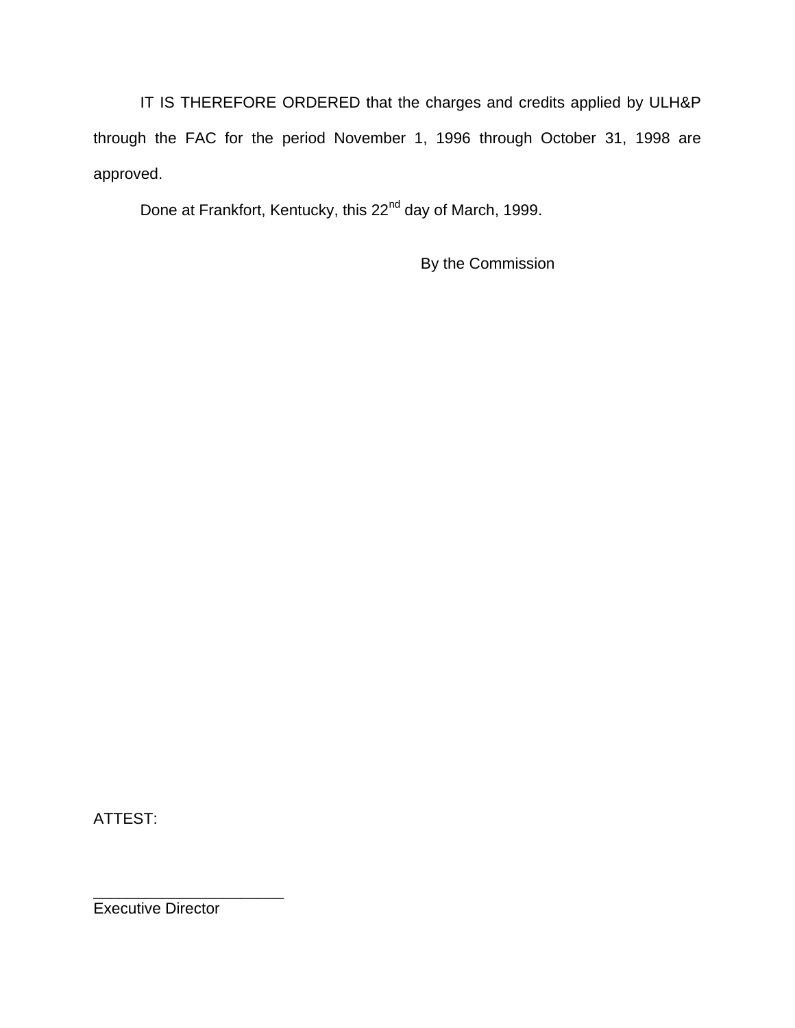IT IS THEREFORE ORDERED that the charges and credits applied by ULH&P through the FAC for the period November 1, 1996 through October 31, 1998 are approved.

Done at Frankfort, Kentucky, this 22nd day of March, 1999.

By the Commission

ATTEST:

______________________
Executive Director